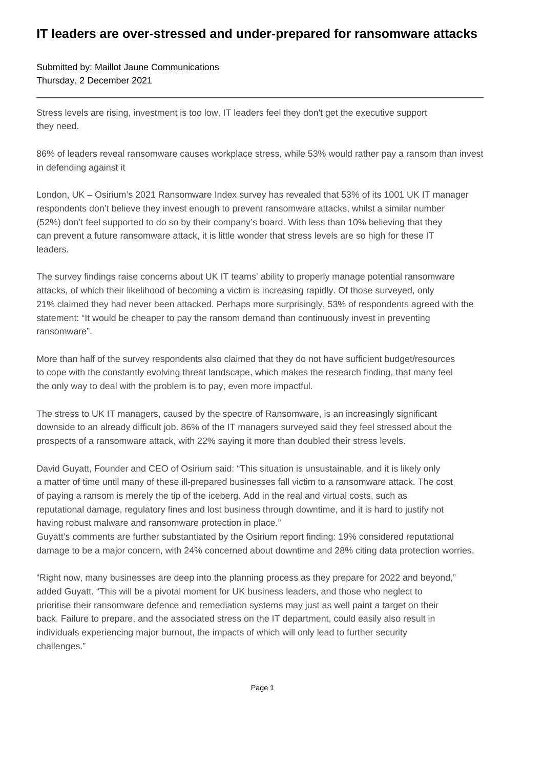# IT leaders are over-stressed and under-prepared for ransomware attacks

Submitted by: Maillot Jaune Communications
Thursday, 2 December 2021

---

Stress levels are rising, investment is too low, IT leaders feel they don't get the executive support they need.

86% of leaders reveal ransomware causes workplace stress, while 53% would rather pay a ransom than invest in defending against it

London, UK – Osirium's 2021 Ransomware Index survey has revealed that 53% of its 1001 UK IT manager respondents don't believe they invest enough to prevent ransomware attacks, whilst a similar number (52%) don't feel supported to do so by their company's board. With less than 10% believing that they can prevent a future ransomware attack, it is little wonder that stress levels are so high for these IT leaders.

The survey findings raise concerns about UK IT teams' ability to properly manage potential ransomware attacks, of which their likelihood of becoming a victim is increasing rapidly. Of those surveyed, only 21% claimed they had never been attacked. Perhaps more surprisingly, 53% of respondents agreed with the statement: "It would be cheaper to pay the ransom demand than continuously invest in preventing ransomware".

More than half of the survey respondents also claimed that they do not have sufficient budget/resources to cope with the constantly evolving threat landscape, which makes the research finding, that many feel the only way to deal with the problem is to pay, even more impactful.

The stress to UK IT managers, caused by the spectre of Ransomware, is an increasingly significant downside to an already difficult job. 86% of the IT managers surveyed said they feel stressed about the prospects of a ransomware attack, with 22% saying it more than doubled their stress levels.

David Guyatt, Founder and CEO of Osirium said: "This situation is unsustainable, and it is likely only a matter of time until many of these ill-prepared businesses fall victim to a ransomware attack. The cost of paying a ransom is merely the tip of the iceberg. Add in the real and virtual costs, such as reputational damage, regulatory fines and lost business through downtime, and it is hard to justify not having robust malware and ransomware protection in place."
Guyatt's comments are further substantiated by the Osirium report finding: 19% considered reputational damage to be a major concern, with 24% concerned about downtime and 28% citing data protection worries.

"Right now, many businesses are deep into the planning process as they prepare for 2022 and beyond," added Guyatt. "This will be a pivotal moment for UK business leaders, and those who neglect to prioritise their ransomware defence and remediation systems may just as well paint a target on their back. Failure to prepare, and the associated stress on the IT department, could easily also result in individuals experiencing major burnout, the impacts of which will only lead to further security challenges."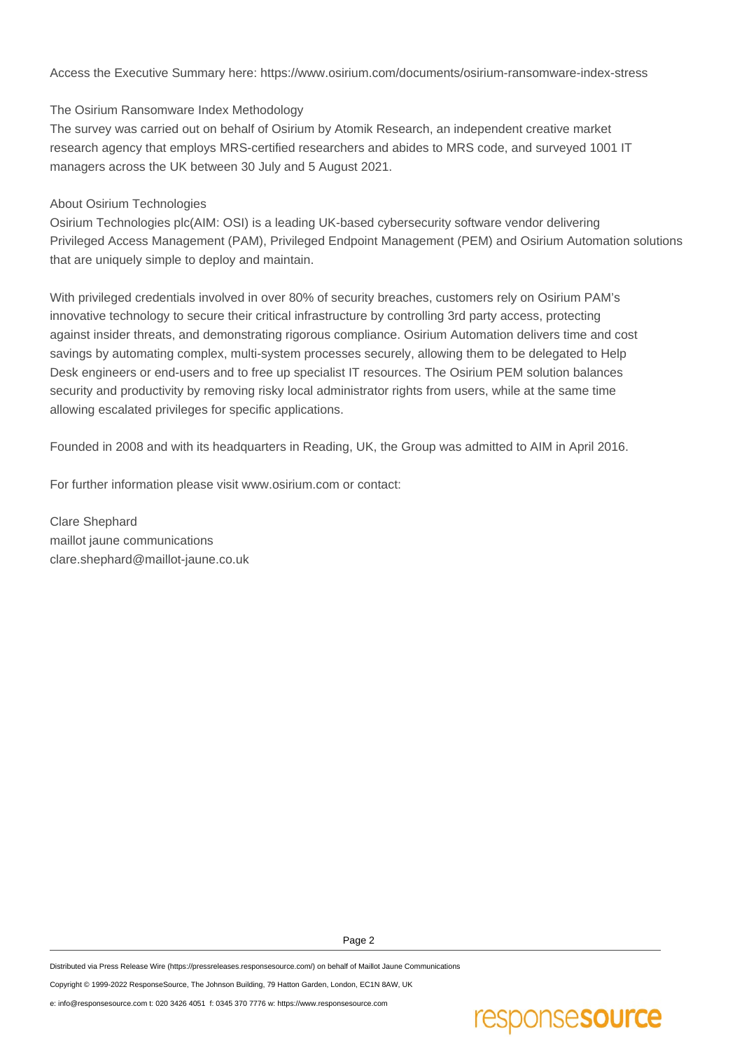Access the Executive Summary here: https://www.osirium.com/documents/osirium-ransomware-index-stress

The Osirium Ransomware Index Methodology

The survey was carried out on behalf of Osirium by Atomik Research, an independent creative market research agency that employs MRS-certified researchers and abides to MRS code, and surveyed 1001 IT managers across the UK between 30 July and 5 August 2021.

About Osirium Technologies

Osirium Technologies plc(AIM: OSI) is a leading UK-based cybersecurity software vendor delivering Privileged Access Management (PAM), Privileged Endpoint Management (PEM) and Osirium Automation solutions that are uniquely simple to deploy and maintain.

With privileged credentials involved in over 80% of security breaches, customers rely on Osirium PAM's innovative technology to secure their critical infrastructure by controlling 3rd party access, protecting against insider threats, and demonstrating rigorous compliance. Osirium Automation delivers time and cost savings by automating complex, multi-system processes securely, allowing them to be delegated to Help Desk engineers or end-users and to free up specialist IT resources. The Osirium PEM solution balances security and productivity by removing risky local administrator rights from users, while at the same time allowing escalated privileges for specific applications.

Founded in 2008 and with its headquarters in Reading, UK, the Group was admitted to AIM in April 2016.

For further information please visit www.osirium.com or contact:

Clare Shephard
maillot jaune communications
clare.shephard@maillot-jaune.co.uk

Distributed via Press Release Wire (https://pressreleases.responsesource.com/) on behalf of Maillot Jaune Communications

Copyright © 1999-2022 ResponseSource, The Johnson Building, 79 Hatton Garden, London, EC1N 8AW, UK

e: info@responsesource.com t: 020 3426 4051 f: 0345 370 7776 w: https://www.responsesource.com